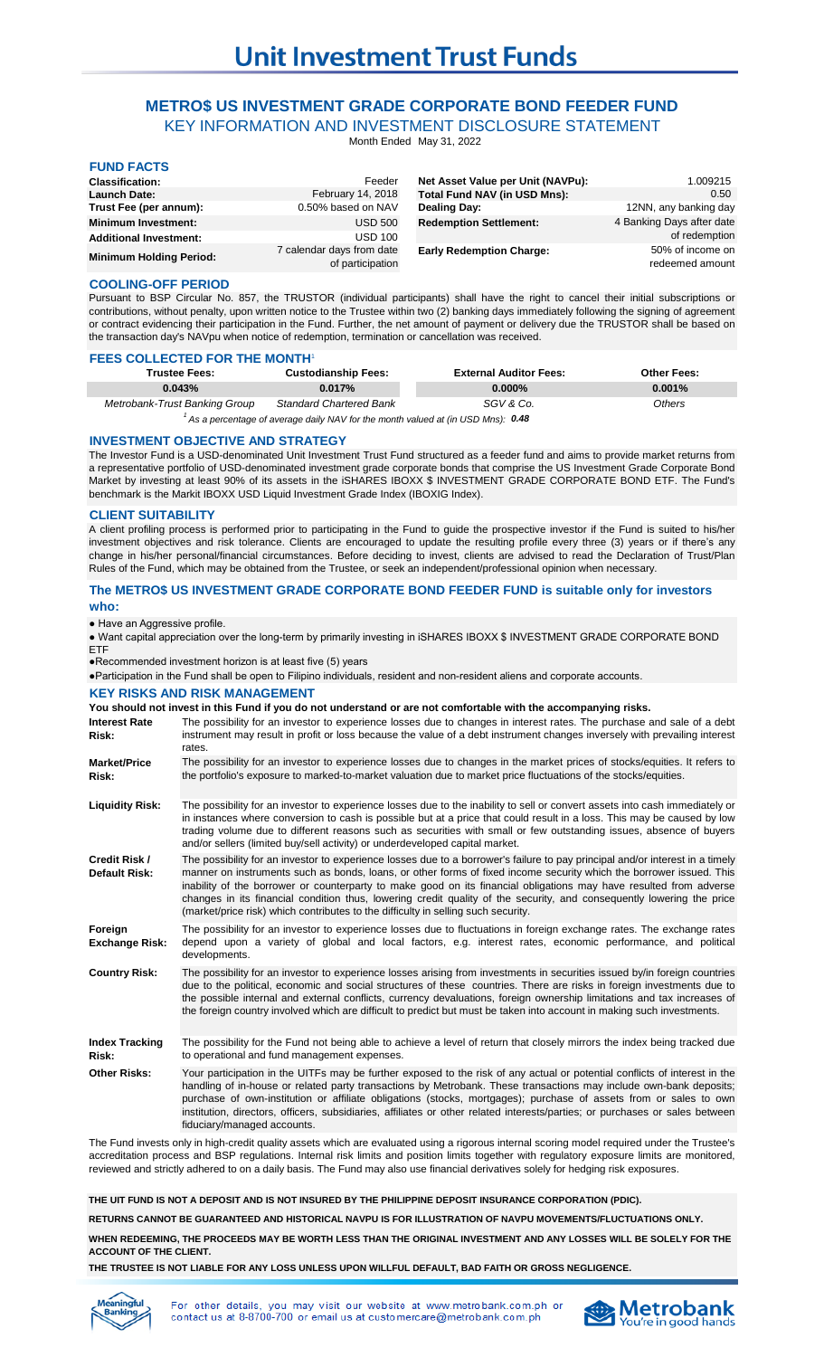# Unit Investment Trust Funds

## METRO$ US INVESTMENT GRADE CORPORATE BOND FEEDER FUND

KEY INFORMATION AND INVESTMENT DISCLOSURE STATEMENT

Month Ended May 31, 2022

### FUND FACTS

| | | | |
|---|---|---|---|
| **Classification:** | Feeder | **Net Asset Value per Unit (NAVPu):** | 1.009215 |
| **Launch Date:** | February 14, 2018 | **Total Fund NAV (in USD Mns):** | 0.50 |
| **Trust Fee (per annum):** | 0.50% based on NAV | **Dealing Day:** | 12NN, any banking day |
| **Minimum Investment:** | USD 500 | **Redemption Settlement:** | 4 Banking Days after date of redemption |
| **Additional Investment:** | USD 100 | | |
| **Minimum Holding Period:** | 7 calendar days from date of participation | **Early Redemption Charge:** | 50% of income on redeemed amount |

### COOLING-OFF PERIOD

Pursuant to BSP Circular No. 857, the TRUSTOR (individual participants) shall have the right to cancel their initial subscriptions or contributions, without penalty, upon written notice to the Trustee within two (2) banking days immediately following the signing of agreement or contract evidencing their participation in the Fund. Further, the net amount of payment or delivery due the TRUSTOR shall be based on the transaction day's NAVpu when notice of redemption, termination or cancellation was received.

### FEES COLLECTED FOR THE MONTH[1]

| Trustee Fees: | Custodianship Fees: | External Auditor Fees: | Other Fees: |
|---|---|---|---|
| 0.043% | 0.017% | 0.000% | 0.001% |
| *Metrobank-Trust Banking Group* | *Standard Chartered Bank* | *SGV & Co.* | *Others* |

[1] *As a percentage of average daily NAV for the month valued at (in USD Mns):* ***0.48***

### INVESTMENT OBJECTIVE AND STRATEGY

The Investor Fund is a USD-denominated Unit Investment Trust Fund structured as a feeder fund and aims to provide market returns from a representative portfolio of USD-denominated investment grade corporate bonds that comprise the US Investment Grade Corporate Bond Market by investing at least 90% of its assets in the iSHARES IBOXX $ INVESTMENT GRADE CORPORATE BOND ETF. The Fund's benchmark is the Markit IBOXX USD Liquid Investment Grade Index (IBOXIG Index).

### CLIENT SUITABILITY

A client profiling process is performed prior to participating in the Fund to guide the prospective investor if the Fund is suited to his/her investment objectives and risk tolerance. Clients are encouraged to update the resulting profile every three (3) years or if there's any change in his/her personal/financial circumstances. Before deciding to invest, clients are advised to read the Declaration of Trust/Plan Rules of the Fund, which may be obtained from the Trustee, or seek an independent/professional opinion when necessary.

### The METRO$ US INVESTMENT GRADE CORPORATE BOND FEEDER FUND is suitable only for investors who:

- Have an Aggressive profile.
- Want capital appreciation over the long-term by primarily investing in iSHARES IBOXX $ INVESTMENT GRADE CORPORATE BOND ETF
- Recommended investment horizon is at least five (5) years
- Participation in the Fund shall be open to Filipino individuals, resident and non-resident aliens and corporate accounts.

### KEY RISKS AND RISK MANAGEMENT

**You should not invest in this Fund if you do not understand or are not comfortable with the accompanying risks.**

| | |
|---|---|
| **Interest Rate Risk:** | The possibility for an investor to experience losses due to changes in interest rates. The purchase and sale of a debt instrument may result in profit or loss because the value of a debt instrument changes inversely with prevailing interest rates. |
| **Market/Price Risk:** | The possibility for an investor to experience losses due to changes in the market prices of stocks/equities. It refers to the portfolio's exposure to marked-to-market valuation due to market price fluctuations of the stocks/equities. |
| **Liquidity Risk:** | The possibility for an investor to experience losses due to the inability to sell or convert assets into cash immediately or in instances where conversion to cash is possible but at a price that could result in a loss. This may be caused by low trading volume due to different reasons such as securities with small or few outstanding issues, absence of buyers and/or sellers (limited buy/sell activity) or underdeveloped capital market. |
| **Credit Risk / Default Risk:** | The possibility for an investor to experience losses due to a borrower's failure to pay principal and/or interest in a timely manner on instruments such as bonds, loans, or other forms of fixed income security which the borrower issued. This inability of the borrower or counterparty to make good on its financial obligations may have resulted from adverse changes in its financial condition thus, lowering credit quality of the security, and consequently lowering the price (market/price risk) which contributes to the difficulty in selling such security. |
| **Foreign Exchange Risk:** | The possibility for an investor to experience losses due to fluctuations in foreign exchange rates. The exchange rates depend upon a variety of global and local factors, e.g. interest rates, economic performance, and political developments. |
| **Country Risk:** | The possibility for an investor to experience losses arising from investments in securities issued by/in foreign countries due to the political, economic and social structures of these countries. There are risks in foreign investments due to the possible internal and external conflicts, currency devaluations, foreign ownership limitations and tax increases of the foreign country involved which are difficult to predict but must be taken into account in making such investments. |
| **Index Tracking Risk:** | The possibility for the Fund not being able to achieve a level of return that closely mirrors the index being tracked due to operational and fund management expenses. |
| **Other Risks:** | Your participation in the UITFs may be further exposed to the risk of any actual or potential conflicts of interest in the handling of in-house or related party transactions by Metrobank. These transactions may include own-bank deposits; purchase of own-institution or affiliate obligations (stocks, mortgages); purchase of assets from or sales to own institution, directors, officers, subsidiaries, affiliates or other related interests/parties; or purchases or sales between fiduciary/managed accounts. |

The Fund invests only in high-credit quality assets which are evaluated using a rigorous internal scoring model required under the Trustee's accreditation process and BSP regulations. Internal risk limits and position limits together with regulatory exposure limits are monitored, reviewed and strictly adhered to on a daily basis. The Fund may also use financial derivatives solely for hedging risk exposures.

**THE UIT FUND IS NOT A DEPOSIT AND IS NOT INSURED BY THE PHILIPPINE DEPOSIT INSURANCE CORPORATION (PDIC).**

**RETURNS CANNOT BE GUARANTEED AND HISTORICAL NAVPU IS FOR ILLUSTRATION OF NAVPU MOVEMENTS/FLUCTUATIONS ONLY.**

**WHEN REDEEMING, THE PROCEEDS MAY BE WORTH LESS THAN THE ORIGINAL INVESTMENT AND ANY LOSSES WILL BE SOLELY FOR THE ACCOUNT OF THE CLIENT.**

**THE TRUSTEE IS NOT LIABLE FOR ANY LOSS UNLESS UPON WILLFUL DEFAULT, BAD FAITH OR GROSS NEGLIGENCE.**

For other details, you may visit our website at www.metrobank.com.ph or contact us at 8-8700-700 or email us at customercare@metrobank.com.ph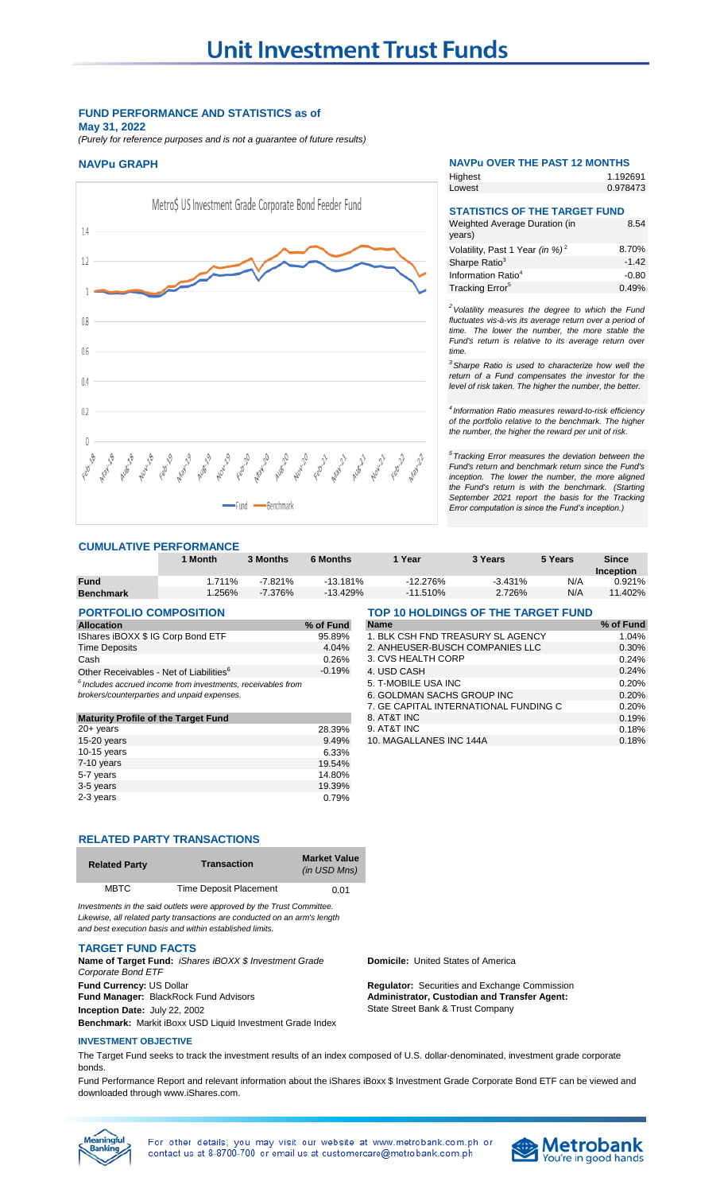# Unit Investment Trust Funds

**FUND PERFORMANCE AND STATISTICS as of May 31, 2022**

*(Purely for reference purposes and is not a guarantee of future results)*

## NAVPu GRAPH

Metro$ US Investment Grade Corporate Bond Feeder Fund

Fund — Benchmark

## NAVPu OVER THE PAST 12 MONTHS

| | |
|---|---|
| Highest | 1.192691 |
| Lowest | 0.978473 |

## STATISTICS OF THE TARGET FUND

| | |
|---|---|
| Weighted Average Duration (in years) | 8.54 |
| Volatility, Past 1 Year (in %)[2] | 8.70% |
| Sharpe Ratio[3] | -1.42 |
| Information Ratio[4] | -0.80 |
| Tracking Error[5] | 0.49% |

*[2] Volatility measures the degree to which the Fund fluctuates vis-à-vis its average return over a period of time. The lower the number, the more stable the Fund's return is relative to its average return over time.*

*[3] Sharpe Ratio is used to characterize how well the return of a Fund compensates the investor for the level of risk taken. The higher the number, the better.*

*[4] Information Ratio measures reward-to-risk efficiency of the portfolio relative to the benchmark. The higher the number, the higher the reward per unit of risk.*

*[5] Tracking Error measures the deviation between the Fund's return and benchmark return since the Fund's inception. The lower the number, the more aligned the Fund's return is with the benchmark. (Starting September 2021 report the basis for the Tracking Error computation is since the Fund's inception.)*

## CUMULATIVE PERFORMANCE

| | 1 Month | 3 Months | 6 Months | 1 Year | 3 Years | 5 Years | Since Inception |
|---|---|---|---|---|---|---|---|
| **Fund** | 1.711% | -7.821% | -13.181% | -12.276% | -3.431% | N/A | 0.921% |
| **Benchmark** | 1.256% | -7.376% | -13.429% | -11.510% | 2.726% | N/A | 11.402% |

## PORTFOLIO COMPOSITION

| Allocation | % of Fund |
|---|---|
| IShares iBOXX $ IG Corp Bond ETF | 95.89% |
| Time Deposits | 4.04% |
| Cash | 0.26% |
| Other Receivables - Net of Liabilities[6] | -0.19% |

*[6] Includes accrued income from investments, receivables from brokers/counterparties and unpaid expenses.*

| Maturity Profile of the Target Fund | |
|---|---|
| 20+ years | 28.39% |
| 15-20 years | 9.49% |
| 10-15 years | 6.33% |
| 7-10 years | 19.54% |
| 5-7 years | 14.80% |
| 3-5 years | 19.39% |
| 2-3 years | 0.79% |

## TOP 10 HOLDINGS OF THE TARGET FUND

| Name | % of Fund |
|---|---|
| 1. BLK CSH FND TREASURY SL AGENCY | 1.04% |
| 2. ANHEUSER-BUSCH COMPANIES LLC | 0.30% |
| 3. CVS HEALTH CORP | 0.24% |
| 4. USD CASH | 0.24% |
| 5. T-MOBILE USA INC | 0.20% |
| 6. GOLDMAN SACHS GROUP INC | 0.20% |
| 7. GE CAPITAL INTERNATIONAL FUNDING C | 0.20% |
| 8. AT&T INC | 0.19% |
| 9. AT&T INC | 0.18% |
| 10. MAGALLANES INC 144A | 0.18% |

## RELATED PARTY TRANSACTIONS

| Related Party | Transaction | Market Value (in USD Mns) |
|---|---|---|
| MBTC | Time Deposit Placement | 0.01 |

*Investments in the said outlets were approved by the Trust Committee. Likewise, all related party transactions are conducted on an arm's length and best execution basis and within established limits.*

## TARGET FUND FACTS

**Name of Target Fund:** *iShares iBOXX $ Investment Grade Corporate Bond ETF*

**Fund Currency:** US Dollar

**Fund Manager:** BlackRock Fund Advisors

**Inception Date:** July 22, 2002

**Benchmark:** Markit iBoxx USD Liquid Investment Grade Index

**Domicile:** United States of America

**Regulator:** Securities and Exchange Commission

**Administrator, Custodian and Transfer Agent:** State Street Bank & Trust Company

## INVESTMENT OBJECTIVE

The Target Fund seeks to track the investment results of an index composed of U.S. dollar-denominated, investment grade corporate bonds.

Fund Performance Report and relevant information about the iShares iBoxx $ Investment Grade Corporate Bond ETF can be viewed and downloaded through www.iShares.com.

For other details, you may visit our website at www.metrobank.com.ph or contact us at 8-8700-700 or email us at customercare@metrobank.com.ph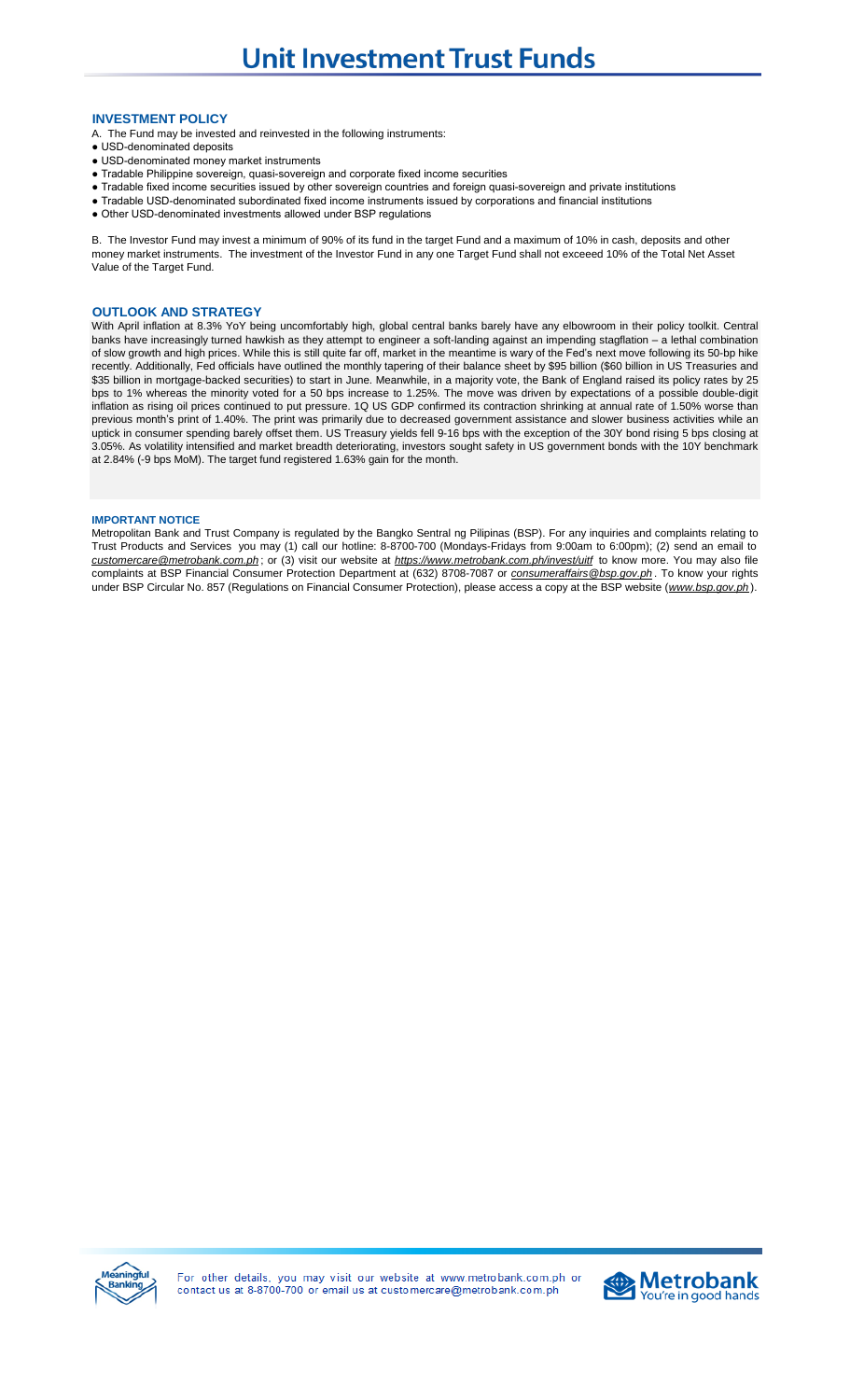# Unit Investment Trust Funds

## INVESTMENT POLICY

A. The Fund may be invested and reinvested in the following instruments:

- USD-denominated deposits
- USD-denominated money market instruments
- Tradable Philippine sovereign, quasi-sovereign and corporate fixed income securities
- Tradable fixed income securities issued by other sovereign countries and foreign quasi-sovereign and private institutions
- Tradable USD-denominated subordinated fixed income instruments issued by corporations and financial institutions
- Other USD-denominated investments allowed under BSP regulations

B. The Investor Fund may invest a minimum of 90% of its fund in the target Fund and a maximum of 10% in cash, deposits and other money market instruments. The investment of the Investor Fund in any one Target Fund shall not exceeed 10% of the Total Net Asset Value of the Target Fund.

## OUTLOOK AND STRATEGY

With April inflation at 8.3% YoY being uncomfortably high, global central banks barely have any elbowroom in their policy toolkit. Central banks have increasingly turned hawkish as they attempt to engineer a soft-landing against an impending stagflation – a lethal combination of slow growth and high prices. While this is still quite far off, market in the meantime is wary of the Fed's next move following its 50-bp hike recently. Additionally, Fed officials have outlined the monthly tapering of their balance sheet by $95 billion ($60 billion in US Treasuries and $35 billion in mortgage-backed securities) to start in June. Meanwhile, in a majority vote, the Bank of England raised its policy rates by 25 bps to 1% whereas the minority voted for a 50 bps increase to 1.25%. The move was driven by expectations of a possible double-digit inflation as rising oil prices continued to put pressure. 1Q US GDP confirmed its contraction shrinking at annual rate of 1.50% worse than previous month's print of 1.40%. The print was primarily due to decreased government assistance and slower business activities while an uptick in consumer spending barely offset them. US Treasury yields fell 9-16 bps with the exception of the 30Y bond rising 5 bps closing at 3.05%. As volatility intensified and market breadth deteriorating, investors sought safety in US government bonds with the 10Y benchmark at 2.84% (-9 bps MoM). The target fund registered 1.63% gain for the month.

### IMPORTANT NOTICE

Metropolitan Bank and Trust Company is regulated by the Bangko Sentral ng Pilipinas (BSP). For any inquiries and complaints relating to Trust Products and Services you may (1) call our hotline: 8-8700-700 (Mondays-Fridays from 9:00am to 6:00pm); (2) send an email to *customercare@metrobank.com.ph*; or (3) visit our website at *https://www.metrobank.com.ph/invest/uitf* to know more. You may also file complaints at BSP Financial Consumer Protection Department at (632) 8708-7087 or *consumeraffairs@bsp.gov.ph*. To know your rights under BSP Circular No. 857 (Regulations on Financial Consumer Protection), please access a copy at the BSP website (*www.bsp.gov.ph*).

For other details, you may visit our website at www.metrobank.com.ph or contact us at 8-8700-700 or email us at customercare@metrobank.com.ph